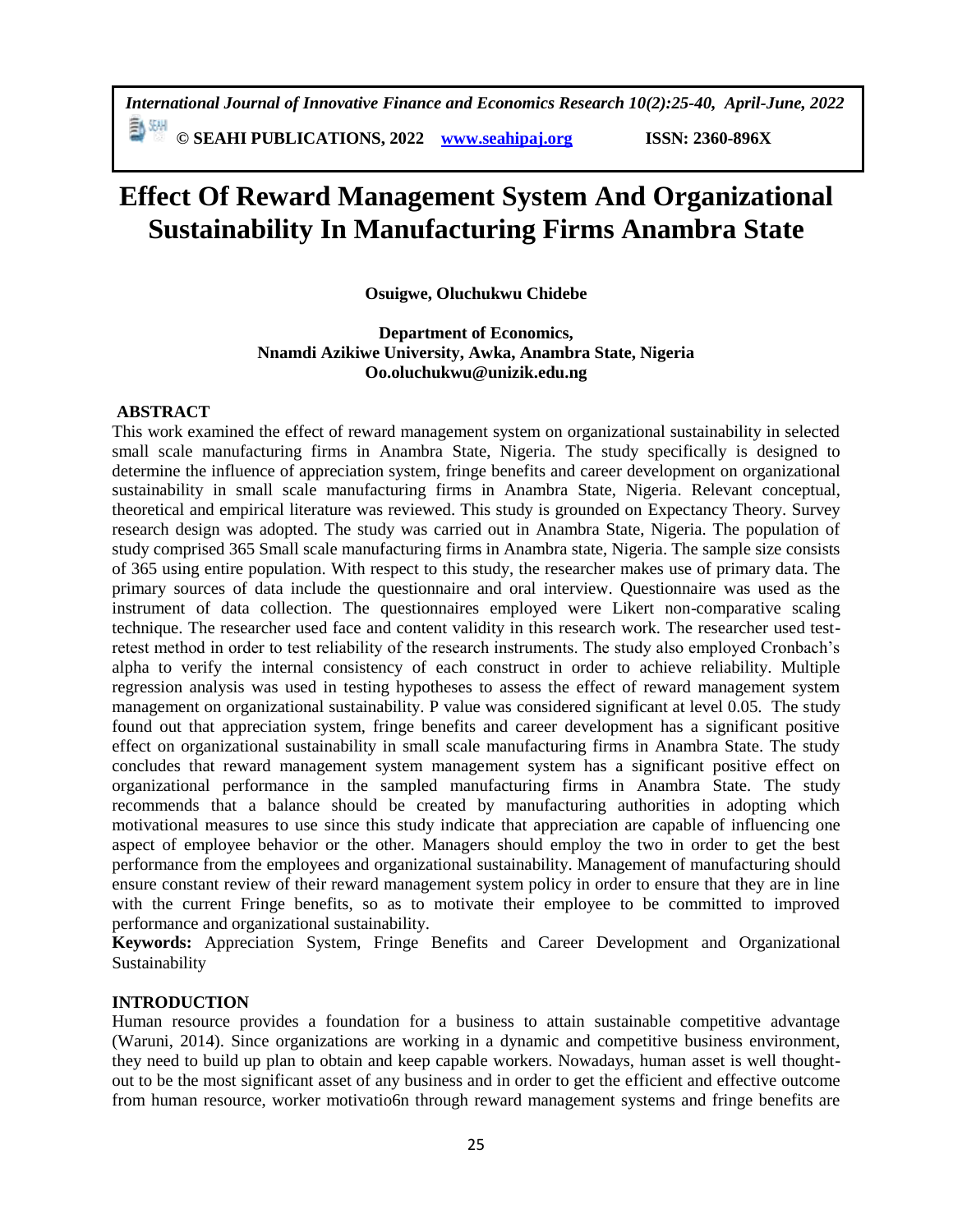# Effect Of Reward Management System And Organizational Sustainability In Manufacturing Firms Anambra State

**Osuigwe, Oluchukwu Chidebe**

**Department of Economics,**
**Nnamdi Azikiwe University, Awka, Anambra State, Nigeria**
**Oo.oluchukwu@unizik.edu.ng**

## ABSTRACT

This work examined the effect of reward management system on organizational sustainability in selected small scale manufacturing firms in Anambra State, Nigeria. The study specifically is designed to determine the influence of appreciation system, fringe benefits and career development on organizational sustainability in small scale manufacturing firms in Anambra State, Nigeria. Relevant conceptual, theoretical and empirical literature was reviewed. This study is grounded on Expectancy Theory. Survey research design was adopted. The study was carried out in Anambra State, Nigeria. The population of study comprised 365 Small scale manufacturing firms in Anambra state, Nigeria. The sample size consists of 365 using entire population. With respect to this study, the researcher makes use of primary data. The primary sources of data include the questionnaire and oral interview. Questionnaire was used as the instrument of data collection. The questionnaires employed were Likert non-comparative scaling technique. The researcher used face and content validity in this research work. The researcher used test-retest method in order to test reliability of the research instruments. The study also employed Cronbach's alpha to verify the internal consistency of each construct in order to achieve reliability. Multiple regression analysis was used in testing hypotheses to assess the effect of reward management system management on organizational sustainability. P value was considered significant at level 0.05. The study found out that appreciation system, fringe benefits and career development has a significant positive effect on organizational sustainability in small scale manufacturing firms in Anambra State. The study concludes that reward management system management system has a significant positive effect on organizational performance in the sampled manufacturing firms in Anambra State. The study recommends that a balance should be created by manufacturing authorities in adopting which motivational measures to use since this study indicate that appreciation are capable of influencing one aspect of employee behavior or the other. Managers should employ the two in order to get the best performance from the employees and organizational sustainability. Management of manufacturing should ensure constant review of their reward management system policy in order to ensure that they are in line with the current Fringe benefits, so as to motivate their employee to be committed to improved performance and organizational sustainability.

**Keywords:** Appreciation System, Fringe Benefits and Career Development and Organizational Sustainability

## INTRODUCTION

Human resource provides a foundation for a business to attain sustainable competitive advantage (Waruni, 2014). Since organizations are working in a dynamic and competitive business environment, they need to build up plan to obtain and keep capable workers. Nowadays, human asset is well thought-out to be the most significant asset of any business and in order to get the efficient and effective outcome from human resource, worker motivatio6n through reward management systems and fringe benefits are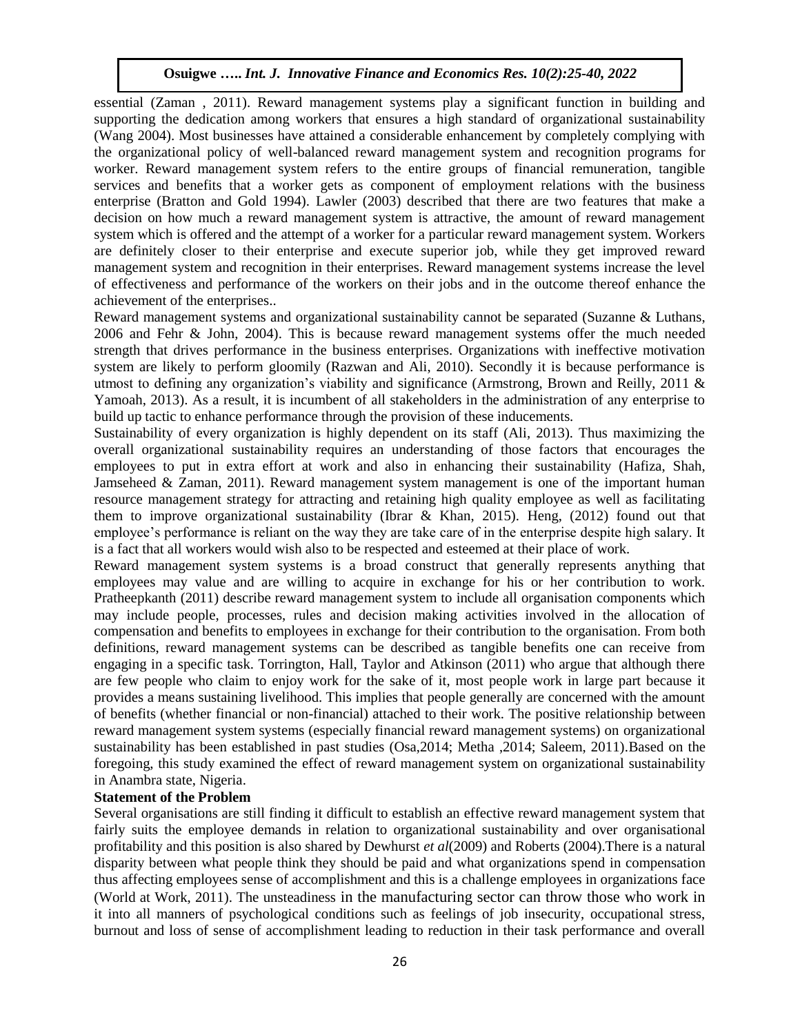essential (Zaman , 2011). Reward management systems play a significant function in building and supporting the dedication among workers that ensures a high standard of organizational sustainability (Wang 2004). Most businesses have attained a considerable enhancement by completely complying with the organizational policy of well-balanced reward management system and recognition programs for worker. Reward management system refers to the entire groups of financial remuneration, tangible services and benefits that a worker gets as component of employment relations with the business enterprise (Bratton and Gold 1994). Lawler (2003) described that there are two features that make a decision on how much a reward management system is attractive, the amount of reward management system which is offered and the attempt of a worker for a particular reward management system. Workers are definitely closer to their enterprise and execute superior job, while they get improved reward management system and recognition in their enterprises. Reward management systems increase the level of effectiveness and performance of the workers on their jobs and in the outcome thereof enhance the achievement of the enterprises..

Reward management systems and organizational sustainability cannot be separated (Suzanne & Luthans, 2006 and Fehr & John, 2004). This is because reward management systems offer the much needed strength that drives performance in the business enterprises. Organizations with ineffective motivation system are likely to perform gloomily (Razwan and Ali, 2010). Secondly it is because performance is utmost to defining any organization's viability and significance (Armstrong, Brown and Reilly, 2011 & Yamoah, 2013). As a result, it is incumbent of all stakeholders in the administration of any enterprise to build up tactic to enhance performance through the provision of these inducements.

Sustainability of every organization is highly dependent on its staff (Ali, 2013). Thus maximizing the overall organizational sustainability requires an understanding of those factors that encourages the employees to put in extra effort at work and also in enhancing their sustainability (Hafiza, Shah, Jamseheed & Zaman, 2011). Reward management system management is one of the important human resource management strategy for attracting and retaining high quality employee as well as facilitating them to improve organizational sustainability (Ibrar & Khan, 2015). Heng, (2012) found out that employee's performance is reliant on the way they are take care of in the enterprise despite high salary. It is a fact that all workers would wish also to be respected and esteemed at their place of work.

Reward management system systems is a broad construct that generally represents anything that employees may value and are willing to acquire in exchange for his or her contribution to work. Pratheepkanth (2011) describe reward management system to include all organisation components which may include people, processes, rules and decision making activities involved in the allocation of compensation and benefits to employees in exchange for their contribution to the organisation. From both definitions, reward management systems can be described as tangible benefits one can receive from engaging in a specific task. Torrington, Hall, Taylor and Atkinson (2011) who argue that although there are few people who claim to enjoy work for the sake of it, most people work in large part because it provides a means sustaining livelihood. This implies that people generally are concerned with the amount of benefits (whether financial or non-financial) attached to their work. The positive relationship between reward management system systems (especially financial reward management systems) on organizational sustainability has been established in past studies (Osa,2014; Metha ,2014; Saleem, 2011).Based on the foregoing, this study examined the effect of reward management system on organizational sustainability in Anambra state, Nigeria.

**Statement of the Problem**

Several organisations are still finding it difficult to establish an effective reward management system that fairly suits the employee demands in relation to organizational sustainability and over organisational profitability and this position is also shared by Dewhurst *et al*(2009) and Roberts (2004).There is a natural disparity between what people think they should be paid and what organizations spend in compensation thus affecting employees sense of accomplishment and this is a challenge employees in organizations face (World at Work, 2011). The unsteadiness in the manufacturing sector can throw those who work in it into all manners of psychological conditions such as feelings of job insecurity, occupational stress, burnout and loss of sense of accomplishment leading to reduction in their task performance and overall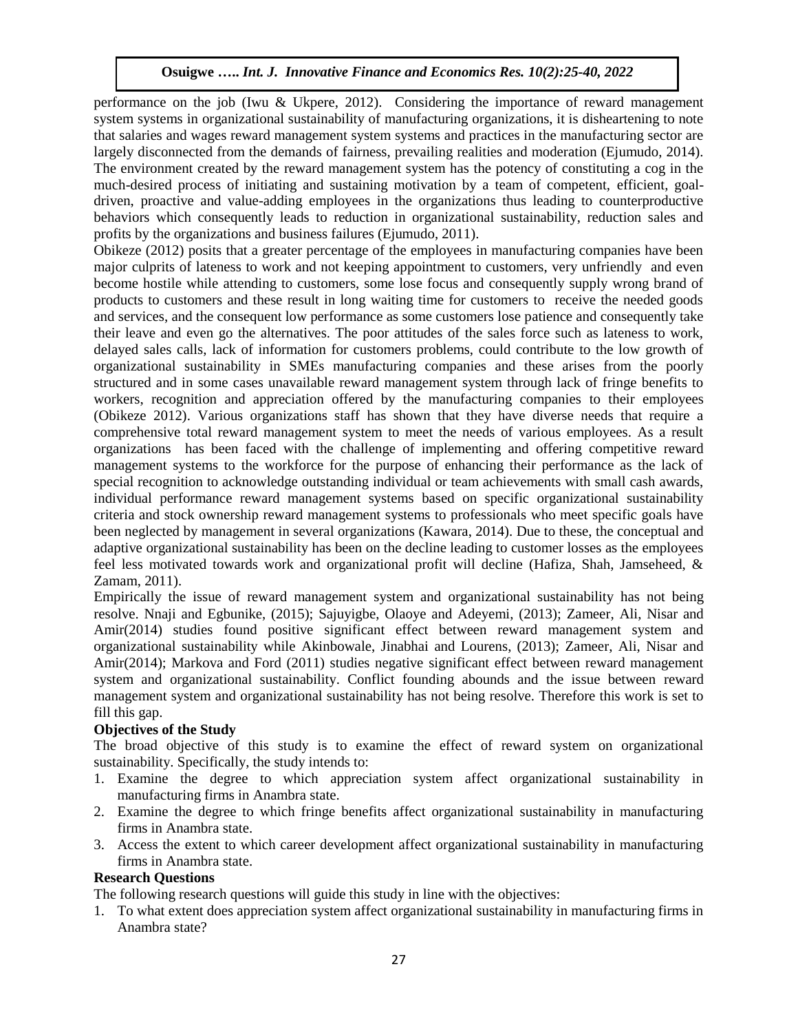performance on the job (Iwu & Ukpere, 2012). Considering the importance of reward management system systems in organizational sustainability of manufacturing organizations, it is disheartening to note that salaries and wages reward management system systems and practices in the manufacturing sector are largely disconnected from the demands of fairness, prevailing realities and moderation (Ejumudo, 2014). The environment created by the reward management system has the potency of constituting a cog in the much-desired process of initiating and sustaining motivation by a team of competent, efficient, goal-driven, proactive and value-adding employees in the organizations thus leading to counterproductive behaviors which consequently leads to reduction in organizational sustainability, reduction sales and profits by the organizations and business failures (Ejumudo, 2011).

Obikeze (2012) posits that a greater percentage of the employees in manufacturing companies have been major culprits of lateness to work and not keeping appointment to customers, very unfriendly and even become hostile while attending to customers, some lose focus and consequently supply wrong brand of products to customers and these result in long waiting time for customers to receive the needed goods and services, and the consequent low performance as some customers lose patience and consequently take their leave and even go the alternatives. The poor attitudes of the sales force such as lateness to work, delayed sales calls, lack of information for customers problems, could contribute to the low growth of organizational sustainability in SMEs manufacturing companies and these arises from the poorly structured and in some cases unavailable reward management system through lack of fringe benefits to workers, recognition and appreciation offered by the manufacturing companies to their employees (Obikeze 2012). Various organizations staff has shown that they have diverse needs that require a comprehensive total reward management system to meet the needs of various employees. As a result organizations has been faced with the challenge of implementing and offering competitive reward management systems to the workforce for the purpose of enhancing their performance as the lack of special recognition to acknowledge outstanding individual or team achievements with small cash awards, individual performance reward management systems based on specific organizational sustainability criteria and stock ownership reward management systems to professionals who meet specific goals have been neglected by management in several organizations (Kawara, 2014). Due to these, the conceptual and adaptive organizational sustainability has been on the decline leading to customer losses as the employees feel less motivated towards work and organizational profit will decline (Hafiza, Shah, Jamseheed, & Zamam, 2011).

Empirically the issue of reward management system and organizational sustainability has not being resolve. Nnaji and Egbunike, (2015); Sajuyigbe, Olaoye and Adeyemi, (2013); Zameer, Ali, Nisar and Amir(2014) studies found positive significant effect between reward management system and organizational sustainability while Akinbowale, Jinabhai and Lourens, (2013); Zameer, Ali, Nisar and Amir(2014); Markova and Ford (2011) studies negative significant effect between reward management system and organizational sustainability. Conflict founding abounds and the issue between reward management system and organizational sustainability has not being resolve. Therefore this work is set to fill this gap.

**Objectives of the Study**

The broad objective of this study is to examine the effect of reward system on organizational sustainability. Specifically, the study intends to:

1. Examine the degree to which appreciation system affect organizational sustainability in manufacturing firms in Anambra state.
2. Examine the degree to which fringe benefits affect organizational sustainability in manufacturing firms in Anambra state.
3. Access the extent to which career development affect organizational sustainability in manufacturing firms in Anambra state.

**Research Questions**

The following research questions will guide this study in line with the objectives:

1. To what extent does appreciation system affect organizational sustainability in manufacturing firms in Anambra state?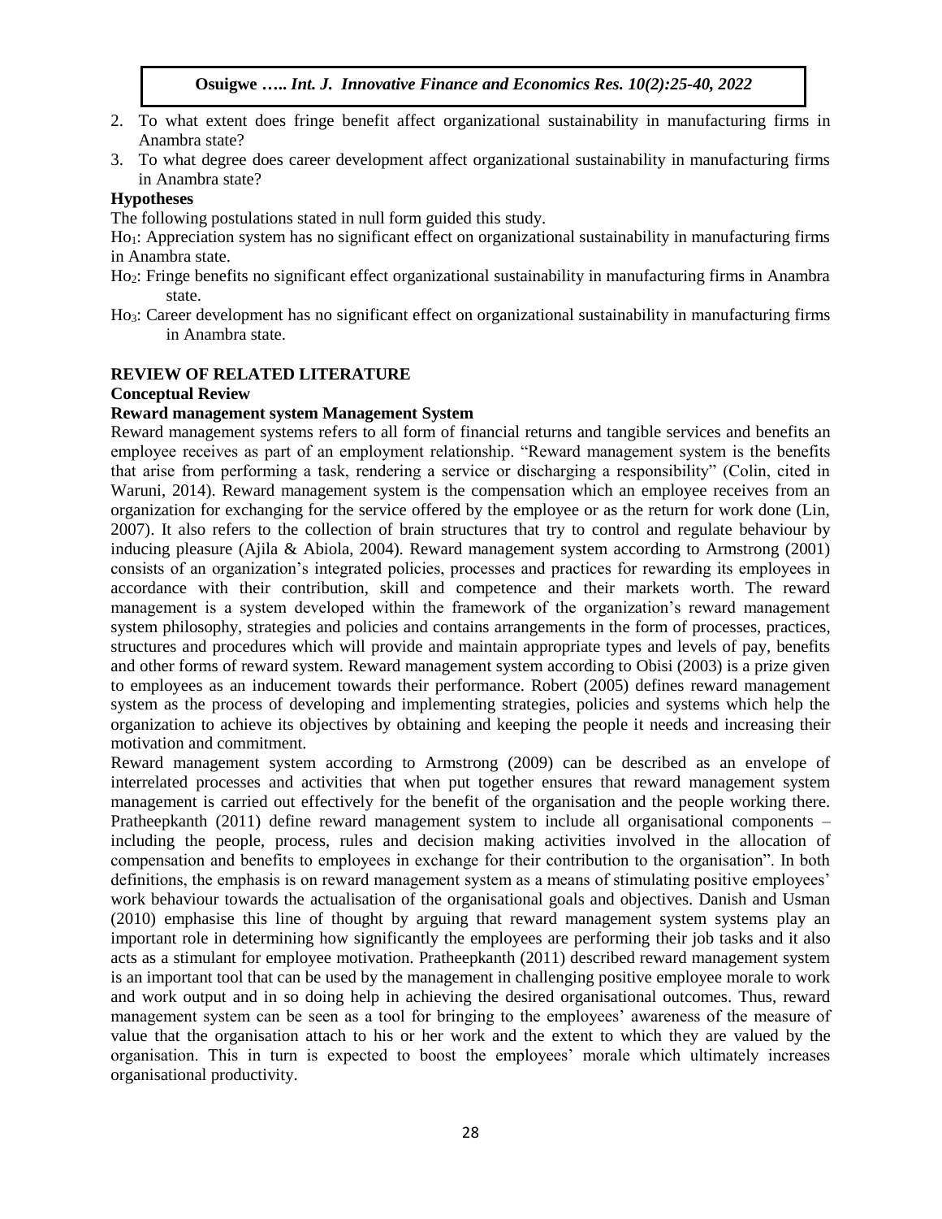2. To what extent does fringe benefit affect organizational sustainability in manufacturing firms in Anambra state?
3. To what degree does career development affect organizational sustainability in manufacturing firms in Anambra state?

### Hypotheses

The following postulations stated in null form guided this study.

$Ho_1$: Appreciation system has no significant effect on organizational sustainability in manufacturing firms in Anambra state.

$Ho_2$: Fringe benefits no significant effect organizational sustainability in manufacturing firms in Anambra state.

$Ho_3$: Career development has no significant effect on organizational sustainability in manufacturing firms in Anambra state.

## REVIEW OF RELATED LITERATURE

### Conceptual Review

#### Reward management system Management System

Reward management systems refers to all form of financial returns and tangible services and benefits an employee receives as part of an employment relationship. "Reward management system is the benefits that arise from performing a task, rendering a service or discharging a responsibility" (Colin, cited in Waruni, 2014). Reward management system is the compensation which an employee receives from an organization for exchanging for the service offered by the employee or as the return for work done (Lin, 2007). It also refers to the collection of brain structures that try to control and regulate behaviour by inducing pleasure (Ajila & Abiola, 2004). Reward management system according to Armstrong (2001) consists of an organization's integrated policies, processes and practices for rewarding its employees in accordance with their contribution, skill and competence and their markets worth. The reward management is a system developed within the framework of the organization's reward management system philosophy, strategies and policies and contains arrangements in the form of processes, practices, structures and procedures which will provide and maintain appropriate types and levels of pay, benefits and other forms of reward system. Reward management system according to Obisi (2003) is a prize given to employees as an inducement towards their performance. Robert (2005) defines reward management system as the process of developing and implementing strategies, policies and systems which help the organization to achieve its objectives by obtaining and keeping the people it needs and increasing their motivation and commitment.

Reward management system according to Armstrong (2009) can be described as an envelope of interrelated processes and activities that when put together ensures that reward management system management is carried out effectively for the benefit of the organisation and the people working there. Pratheepkanth (2011) define reward management system to include all organisational components – including the people, process, rules and decision making activities involved in the allocation of compensation and benefits to employees in exchange for their contribution to the organisation". In both definitions, the emphasis is on reward management system as a means of stimulating positive employees' work behaviour towards the actualisation of the organisational goals and objectives. Danish and Usman (2010) emphasise this line of thought by arguing that reward management system systems play an important role in determining how significantly the employees are performing their job tasks and it also acts as a stimulant for employee motivation. Pratheepkanth (2011) described reward management system is an important tool that can be used by the management in challenging positive employee morale to work and work output and in so doing help in achieving the desired organisational outcomes. Thus, reward management system can be seen as a tool for bringing to the employees' awareness of the measure of value that the organisation attach to his or her work and the extent to which they are valued by the organisation. This in turn is expected to boost the employees' morale which ultimately increases organisational productivity.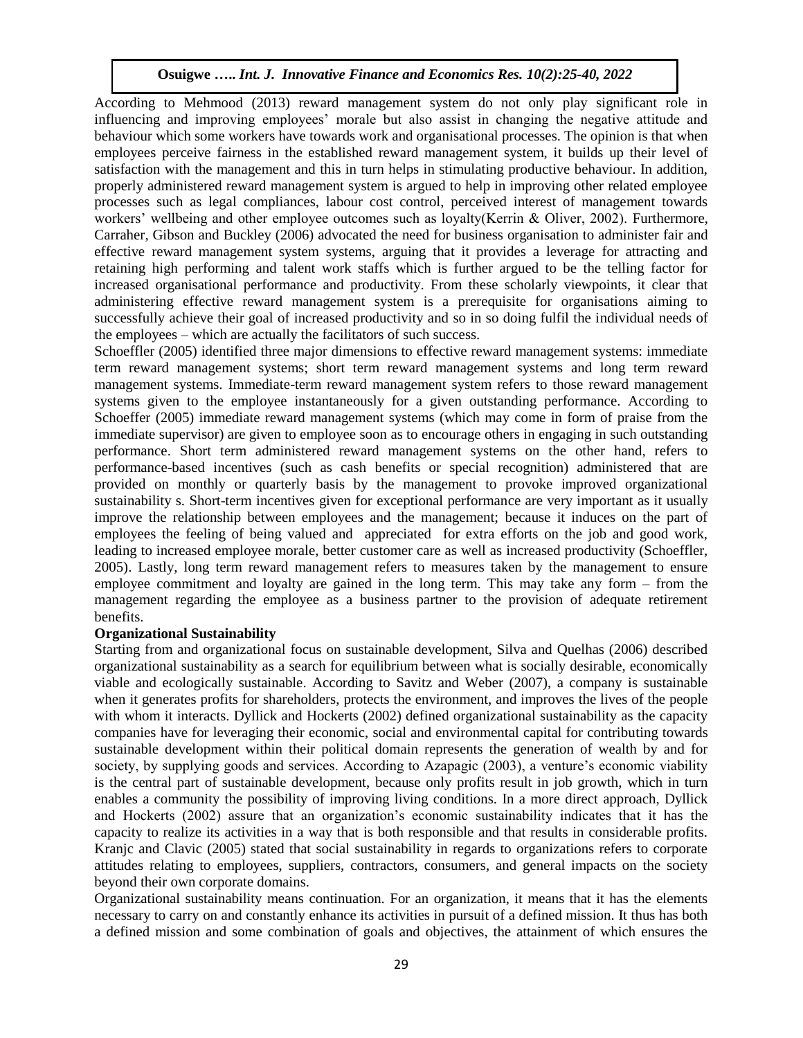According to Mehmood (2013) reward management system do not only play significant role in influencing and improving employees' morale but also assist in changing the negative attitude and behaviour which some workers have towards work and organisational processes. The opinion is that when employees perceive fairness in the established reward management system, it builds up their level of satisfaction with the management and this in turn helps in stimulating productive behaviour. In addition, properly administered reward management system is argued to help in improving other related employee processes such as legal compliances, labour cost control, perceived interest of management towards workers' wellbeing and other employee outcomes such as loyalty(Kerrin & Oliver, 2002). Furthermore, Carraher, Gibson and Buckley (2006) advocated the need for business organisation to administer fair and effective reward management system systems, arguing that it provides a leverage for attracting and retaining high performing and talent work staffs which is further argued to be the telling factor for increased organisational performance and productivity. From these scholarly viewpoints, it clear that administering effective reward management system is a prerequisite for organisations aiming to successfully achieve their goal of increased productivity and so in so doing fulfil the individual needs of the employees – which are actually the facilitators of such success.

Schoeffler (2005) identified three major dimensions to effective reward management systems: immediate term reward management systems; short term reward management systems and long term reward management systems. Immediate-term reward management system refers to those reward management systems given to the employee instantaneously for a given outstanding performance. According to Schoeffer (2005) immediate reward management systems (which may come in form of praise from the immediate supervisor) are given to employee soon as to encourage others in engaging in such outstanding performance. Short term administered reward management systems on the other hand, refers to performance-based incentives (such as cash benefits or special recognition) administered that are provided on monthly or quarterly basis by the management to provoke improved organizational sustainability s. Short-term incentives given for exceptional performance are very important as it usually improve the relationship between employees and the management; because it induces on the part of employees the feeling of being valued and appreciated for extra efforts on the job and good work, leading to increased employee morale, better customer care as well as increased productivity (Schoeffler, 2005). Lastly, long term reward management refers to measures taken by the management to ensure employee commitment and loyalty are gained in the long term. This may take any form – from the management regarding the employee as a business partner to the provision of adequate retirement benefits.

**Organizational Sustainability**

Starting from and organizational focus on sustainable development, Silva and Quelhas (2006) described organizational sustainability as a search for equilibrium between what is socially desirable, economically viable and ecologically sustainable. According to Savitz and Weber (2007), a company is sustainable when it generates profits for shareholders, protects the environment, and improves the lives of the people with whom it interacts. Dyllick and Hockerts (2002) defined organizational sustainability as the capacity companies have for leveraging their economic, social and environmental capital for contributing towards sustainable development within their political domain represents the generation of wealth by and for society, by supplying goods and services. According to Azapagic (2003), a venture's economic viability is the central part of sustainable development, because only profits result in job growth, which in turn enables a community the possibility of improving living conditions. In a more direct approach, Dyllick and Hockerts (2002) assure that an organization's economic sustainability indicates that it has the capacity to realize its activities in a way that is both responsible and that results in considerable profits. Kranjc and Clavic (2005) stated that social sustainability in regards to organizations refers to corporate attitudes relating to employees, suppliers, contractors, consumers, and general impacts on the society beyond their own corporate domains.

Organizational sustainability means continuation. For an organization, it means that it has the elements necessary to carry on and constantly enhance its activities in pursuit of a defined mission. It thus has both a defined mission and some combination of goals and objectives, the attainment of which ensures the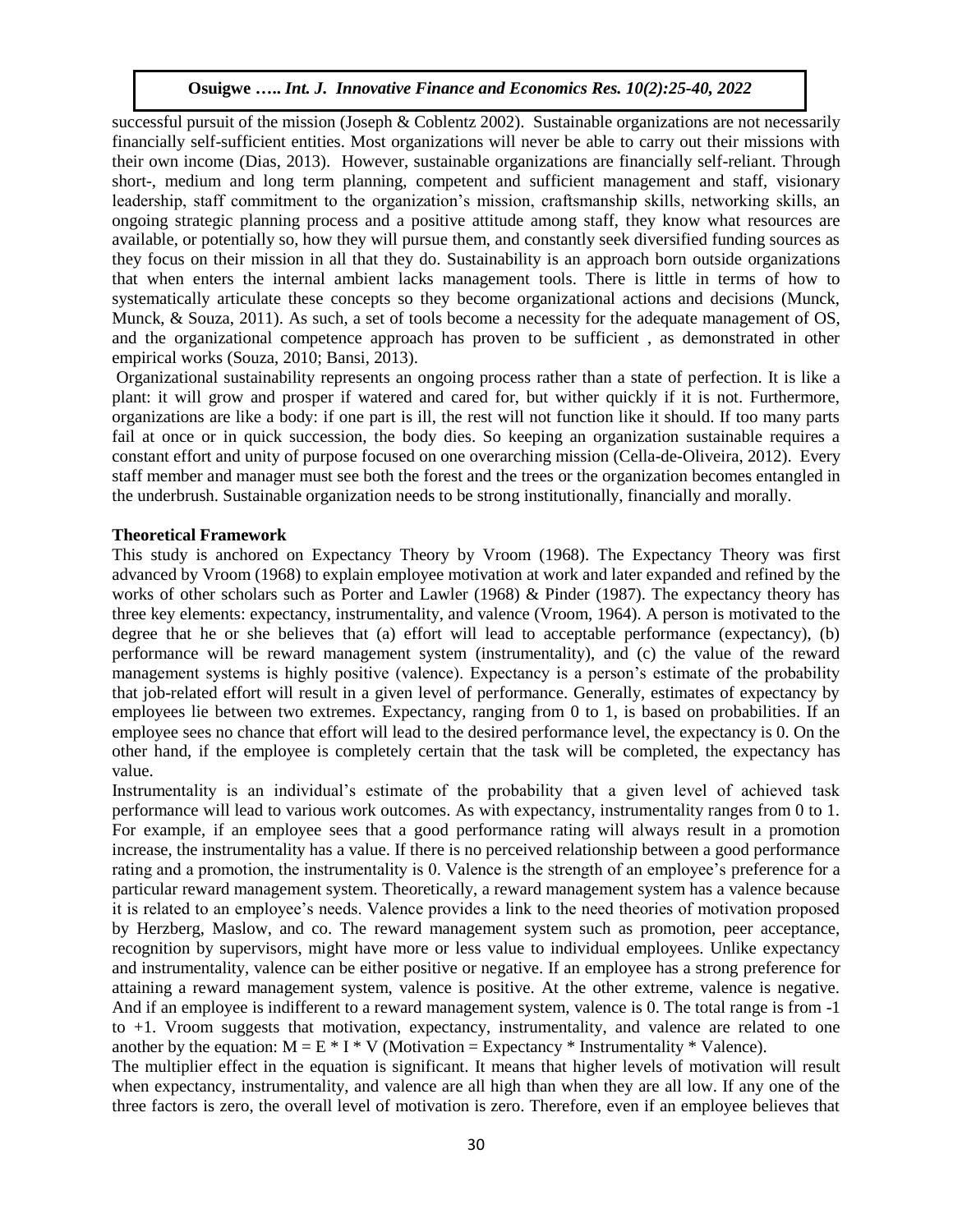successful pursuit of the mission (Joseph & Coblentz 2002). Sustainable organizations are not necessarily financially self-sufficient entities. Most organizations will never be able to carry out their missions with their own income (Dias, 2013). However, sustainable organizations are financially self-reliant. Through short-, medium and long term planning, competent and sufficient management and staff, visionary leadership, staff commitment to the organization's mission, craftsmanship skills, networking skills, an ongoing strategic planning process and a positive attitude among staff, they know what resources are available, or potentially so, how they will pursue them, and constantly seek diversified funding sources as they focus on their mission in all that they do. Sustainability is an approach born outside organizations that when enters the internal ambient lacks management tools. There is little in terms of how to systematically articulate these concepts so they become organizational actions and decisions (Munck, Munck, & Souza, 2011). As such, a set of tools become a necessity for the adequate management of OS, and the organizational competence approach has proven to be sufficient , as demonstrated in other empirical works (Souza, 2010; Bansi, 2013).

Organizational sustainability represents an ongoing process rather than a state of perfection. It is like a plant: it will grow and prosper if watered and cared for, but wither quickly if it is not. Furthermore, organizations are like a body: if one part is ill, the rest will not function like it should. If too many parts fail at once or in quick succession, the body dies. So keeping an organization sustainable requires a constant effort and unity of purpose focused on one overarching mission (Cella-de-Oliveira, 2012). Every staff member and manager must see both the forest and the trees or the organization becomes entangled in the underbrush. Sustainable organization needs to be strong institutionally, financially and morally.

**Theoretical Framework**

This study is anchored on Expectancy Theory by Vroom (1968). The Expectancy Theory was first advanced by Vroom (1968) to explain employee motivation at work and later expanded and refined by the works of other scholars such as Porter and Lawler (1968) & Pinder (1987). The expectancy theory has three key elements: expectancy, instrumentality, and valence (Vroom, 1964). A person is motivated to the degree that he or she believes that (a) effort will lead to acceptable performance (expectancy), (b) performance will be reward management system (instrumentality), and (c) the value of the reward management systems is highly positive (valence). Expectancy is a person's estimate of the probability that job-related effort will result in a given level of performance. Generally, estimates of expectancy by employees lie between two extremes. Expectancy, ranging from 0 to 1, is based on probabilities. If an employee sees no chance that effort will lead to the desired performance level, the expectancy is 0. On the other hand, if the employee is completely certain that the task will be completed, the expectancy has value.

Instrumentality is an individual's estimate of the probability that a given level of achieved task performance will lead to various work outcomes. As with expectancy, instrumentality ranges from 0 to 1. For example, if an employee sees that a good performance rating will always result in a promotion increase, the instrumentality has a value. If there is no perceived relationship between a good performance rating and a promotion, the instrumentality is 0. Valence is the strength of an employee's preference for a particular reward management system. Theoretically, a reward management system has a valence because it is related to an employee's needs. Valence provides a link to the need theories of motivation proposed by Herzberg, Maslow, and co. The reward management system such as promotion, peer acceptance, recognition by supervisors, might have more or less value to individual employees. Unlike expectancy and instrumentality, valence can be either positive or negative. If an employee has a strong preference for attaining a reward management system, valence is positive. At the other extreme, valence is negative. And if an employee is indifferent to a reward management system, valence is 0. The total range is from -1 to +1. Vroom suggests that motivation, expectancy, instrumentality, and valence are related to one another by the equation: $M = E * I * V$ (Motivation = Expectancy * Instrumentality * Valence).

The multiplier effect in the equation is significant. It means that higher levels of motivation will result when expectancy, instrumentality, and valence are all high than when they are all low. If any one of the three factors is zero, the overall level of motivation is zero. Therefore, even if an employee believes that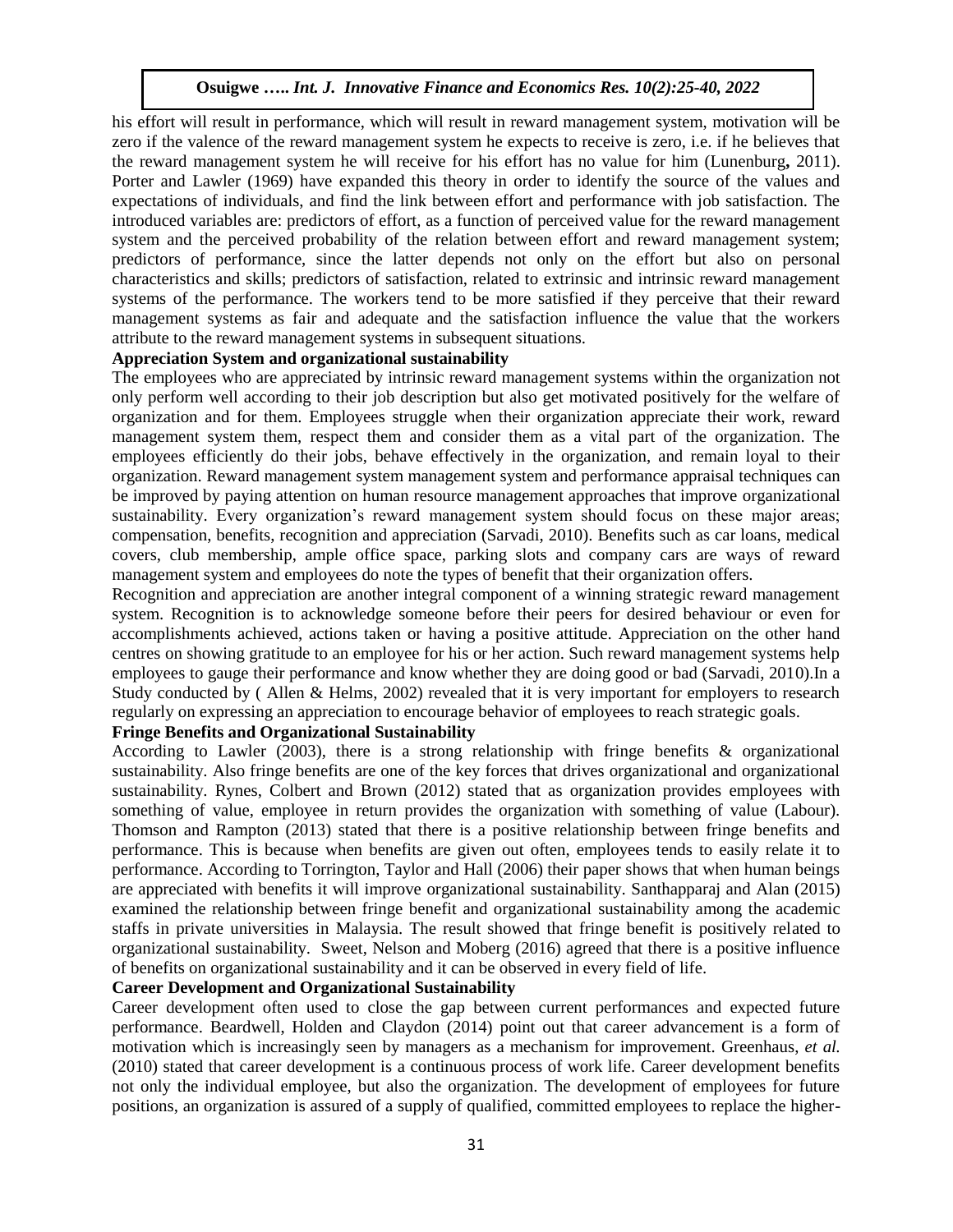his effort will result in performance, which will result in reward management system, motivation will be zero if the valence of the reward management system he expects to receive is zero, i.e. if he believes that the reward management system he will receive for his effort has no value for him (Lunenburg**,** 2011). Porter and Lawler (1969) have expanded this theory in order to identify the source of the values and expectations of individuals, and find the link between effort and performance with job satisfaction. The introduced variables are: predictors of effort, as a function of perceived value for the reward management system and the perceived probability of the relation between effort and reward management system; predictors of performance, since the latter depends not only on the effort but also on personal characteristics and skills; predictors of satisfaction, related to extrinsic and intrinsic reward management systems of the performance. The workers tend to be more satisfied if they perceive that their reward management systems as fair and adequate and the satisfaction influence the value that the workers attribute to the reward management systems in subsequent situations.

**Appreciation System and organizational sustainability**

The employees who are appreciated by intrinsic reward management systems within the organization not only perform well according to their job description but also get motivated positively for the welfare of organization and for them. Employees struggle when their organization appreciate their work, reward management system them, respect them and consider them as a vital part of the organization. The employees efficiently do their jobs, behave effectively in the organization, and remain loyal to their organization. Reward management system management system and performance appraisal techniques can be improved by paying attention on human resource management approaches that improve organizational sustainability. Every organization's reward management system should focus on these major areas; compensation, benefits, recognition and appreciation (Sarvadi, 2010). Benefits such as car loans, medical covers, club membership, ample office space, parking slots and company cars are ways of reward management system and employees do note the types of benefit that their organization offers.

Recognition and appreciation are another integral component of a winning strategic reward management system. Recognition is to acknowledge someone before their peers for desired behaviour or even for accomplishments achieved, actions taken or having a positive attitude. Appreciation on the other hand centres on showing gratitude to an employee for his or her action. Such reward management systems help employees to gauge their performance and know whether they are doing good or bad (Sarvadi, 2010).In a Study conducted by ( Allen & Helms, 2002) revealed that it is very important for employers to research regularly on expressing an appreciation to encourage behavior of employees to reach strategic goals.

**Fringe Benefits and Organizational Sustainability**

According to Lawler (2003), there is a strong relationship with fringe benefits & organizational sustainability. Also fringe benefits are one of the key forces that drives organizational and organizational sustainability. Rynes, Colbert and Brown (2012) stated that as organization provides employees with something of value, employee in return provides the organization with something of value (Labour). Thomson and Rampton (2013) stated that there is a positive relationship between fringe benefits and performance. This is because when benefits are given out often, employees tends to easily relate it to performance. According to Torrington, Taylor and Hall (2006) their paper shows that when human beings are appreciated with benefits it will improve organizational sustainability. Santhapparaj and Alan (2015) examined the relationship between fringe benefit and organizational sustainability among the academic staffs in private universities in Malaysia. The result showed that fringe benefit is positively related to organizational sustainability. Sweet, Nelson and Moberg (2016) agreed that there is a positive influence of benefits on organizational sustainability and it can be observed in every field of life.

**Career Development and Organizational Sustainability**

Career development often used to close the gap between current performances and expected future performance. Beardwell, Holden and Claydon (2014) point out that career advancement is a form of motivation which is increasingly seen by managers as a mechanism for improvement. Greenhaus, *et al.* (2010) stated that career development is a continuous process of work life. Career development benefits not only the individual employee, but also the organization. The development of employees for future positions, an organization is assured of a supply of qualified, committed employees to replace the higher-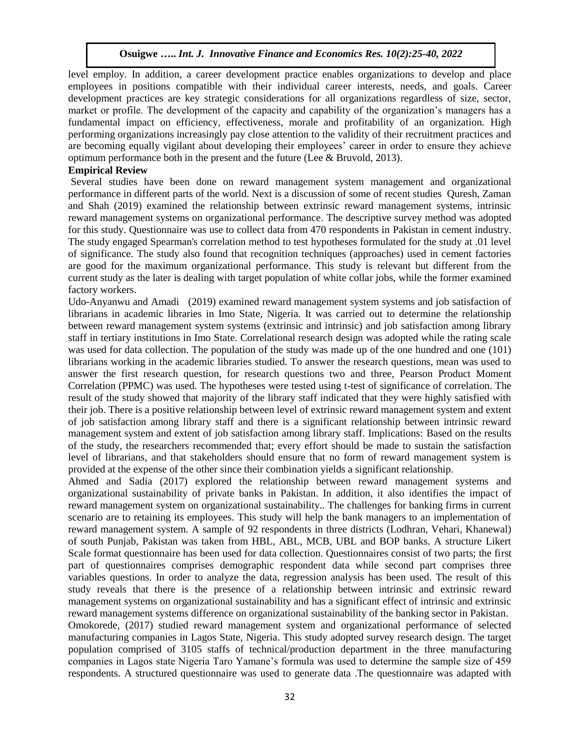level employ. In addition, a career development practice enables organizations to develop and place employees in positions compatible with their individual career interests, needs, and goals. Career development practices are key strategic considerations for all organizations regardless of size, sector, market or profile. The development of the capacity and capability of the organization's managers has a fundamental impact on efficiency, effectiveness, morale and profitability of an organization. High performing organizations increasingly pay close attention to the validity of their recruitment practices and are becoming equally vigilant about developing their employees' career in order to ensure they achieve optimum performance both in the present and the future (Lee & Bruvold, 2013).

**Empirical Review**

Several studies have been done on reward management system management and organizational performance in different parts of the world. Next is a discussion of some of recent studies Quresh, Zaman and Shah (2019) examined the relationship between extrinsic reward management systems, intrinsic reward management systems on organizational performance. The descriptive survey method was adopted for this study. Questionnaire was use to collect data from 470 respondents in Pakistan in cement industry. The study engaged Spearman's correlation method to test hypotheses formulated for the study at .01 level of significance. The study also found that recognition techniques (approaches) used in cement factories are good for the maximum organizational performance. This study is relevant but different from the current study as the later is dealing with target population of white collar jobs, while the former examined factory workers.

Udo-Anyanwu and Amadi (2019) examined reward management system systems and job satisfaction of librarians in academic libraries in Imo State, Nigeria. It was carried out to determine the relationship between reward management system systems (extrinsic and intrinsic) and job satisfaction among library staff in tertiary institutions in Imo State. Correlational research design was adopted while the rating scale was used for data collection. The population of the study was made up of the one hundred and one (101) librarians working in the academic libraries studied. To answer the research questions, mean was used to answer the first research question, for research questions two and three, Pearson Product Moment Correlation (PPMC) was used. The hypotheses were tested using t-test of significance of correlation. The result of the study showed that majority of the library staff indicated that they were highly satisfied with their job. There is a positive relationship between level of extrinsic reward management system and extent of job satisfaction among library staff and there is a significant relationship between intrinsic reward management system and extent of job satisfaction among library staff. Implications: Based on the results of the study, the researchers recommended that; every effort should be made to sustain the satisfaction level of librarians, and that stakeholders should ensure that no form of reward management system is provided at the expense of the other since their combination yields a significant relationship.

Ahmed and Sadia (2017) explored the relationship between reward management systems and organizational sustainability of private banks in Pakistan. In addition, it also identifies the impact of reward management system on organizational sustainability.. The challenges for banking firms in current scenario are to retaining its employees. This study will help the bank managers to an implementation of reward management system. A sample of 92 respondents in three districts (Lodhran, Vehari, Khanewal) of south Punjab, Pakistan was taken from HBL, ABL, MCB, UBL and BOP banks. A structure Likert Scale format questionnaire has been used for data collection. Questionnaires consist of two parts; the first part of questionnaires comprises demographic respondent data while second part comprises three variables questions. In order to analyze the data, regression analysis has been used. The result of this study reveals that there is the presence of a relationship between intrinsic and extrinsic reward management systems on organizational sustainability and has a significant effect of intrinsic and extrinsic reward management systems difference on organizational sustainability of the banking sector in Pakistan.

Omokorede, (2017) studied reward management system and organizational performance of selected manufacturing companies in Lagos State, Nigeria. This study adopted survey research design. The target population comprised of 3105 staffs of technical/production department in the three manufacturing companies in Lagos state Nigeria Taro Yamane's formula was used to determine the sample size of 459 respondents. A structured questionnaire was used to generate data .The questionnaire was adapted with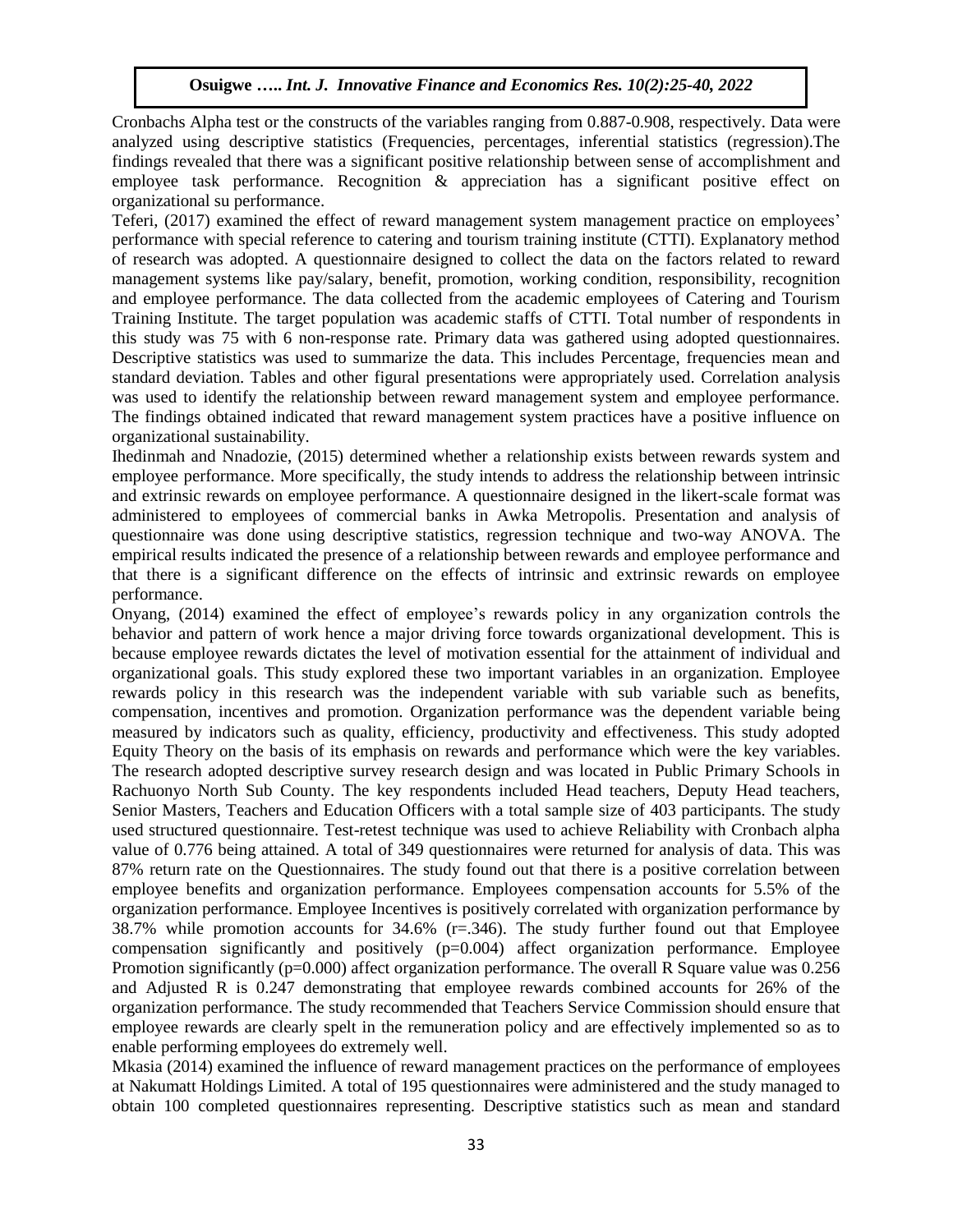Cronbachs Alpha test or the constructs of the variables ranging from 0.887-0.908, respectively. Data were analyzed using descriptive statistics (Frequencies, percentages, inferential statistics (regression).The findings revealed that there was a significant positive relationship between sense of accomplishment and employee task performance. Recognition & appreciation has a significant positive effect on organizational su performance.

Teferi, (2017) examined the effect of reward management system management practice on employees' performance with special reference to catering and tourism training institute (CTTI). Explanatory method of research was adopted. A questionnaire designed to collect the data on the factors related to reward management systems like pay/salary, benefit, promotion, working condition, responsibility, recognition and employee performance. The data collected from the academic employees of Catering and Tourism Training Institute. The target population was academic staffs of CTTI. Total number of respondents in this study was 75 with 6 non-response rate. Primary data was gathered using adopted questionnaires. Descriptive statistics was used to summarize the data. This includes Percentage, frequencies mean and standard deviation. Tables and other figural presentations were appropriately used. Correlation analysis was used to identify the relationship between reward management system and employee performance. The findings obtained indicated that reward management system practices have a positive influence on organizational sustainability.

Ihedinmah and Nnadozie, (2015) determined whether a relationship exists between rewards system and employee performance. More specifically, the study intends to address the relationship between intrinsic and extrinsic rewards on employee performance. A questionnaire designed in the likert-scale format was administered to employees of commercial banks in Awka Metropolis. Presentation and analysis of questionnaire was done using descriptive statistics, regression technique and two-way ANOVA. The empirical results indicated the presence of a relationship between rewards and employee performance and that there is a significant difference on the effects of intrinsic and extrinsic rewards on employee performance.

Onyang, (2014) examined the effect of employee's rewards policy in any organization controls the behavior and pattern of work hence a major driving force towards organizational development. This is because employee rewards dictates the level of motivation essential for the attainment of individual and organizational goals. This study explored these two important variables in an organization. Employee rewards policy in this research was the independent variable with sub variable such as benefits, compensation, incentives and promotion. Organization performance was the dependent variable being measured by indicators such as quality, efficiency, productivity and effectiveness. This study adopted Equity Theory on the basis of its emphasis on rewards and performance which were the key variables. The research adopted descriptive survey research design and was located in Public Primary Schools in Rachuonyo North Sub County. The key respondents included Head teachers, Deputy Head teachers, Senior Masters, Teachers and Education Officers with a total sample size of 403 participants. The study used structured questionnaire. Test-retest technique was used to achieve Reliability with Cronbach alpha value of 0.776 being attained. A total of 349 questionnaires were returned for analysis of data. This was 87% return rate on the Questionnaires. The study found out that there is a positive correlation between employee benefits and organization performance. Employees compensation accounts for 5.5% of the organization performance. Employee Incentives is positively correlated with organization performance by 38.7% while promotion accounts for 34.6% ($r=.346$). The study further found out that Employee compensation significantly and positively ($p=0.004$) affect organization performance. Employee Promotion significantly ($p=0.000$) affect organization performance. The overall R Square value was 0.256 and Adjusted R is 0.247 demonstrating that employee rewards combined accounts for 26% of the organization performance. The study recommended that Teachers Service Commission should ensure that employee rewards are clearly spelt in the remuneration policy and are effectively implemented so as to enable performing employees do extremely well.

Mkasia (2014) examined the influence of reward management practices on the performance of employees at Nakumatt Holdings Limited. A total of 195 questionnaires were administered and the study managed to obtain 100 completed questionnaires representing. Descriptive statistics such as mean and standard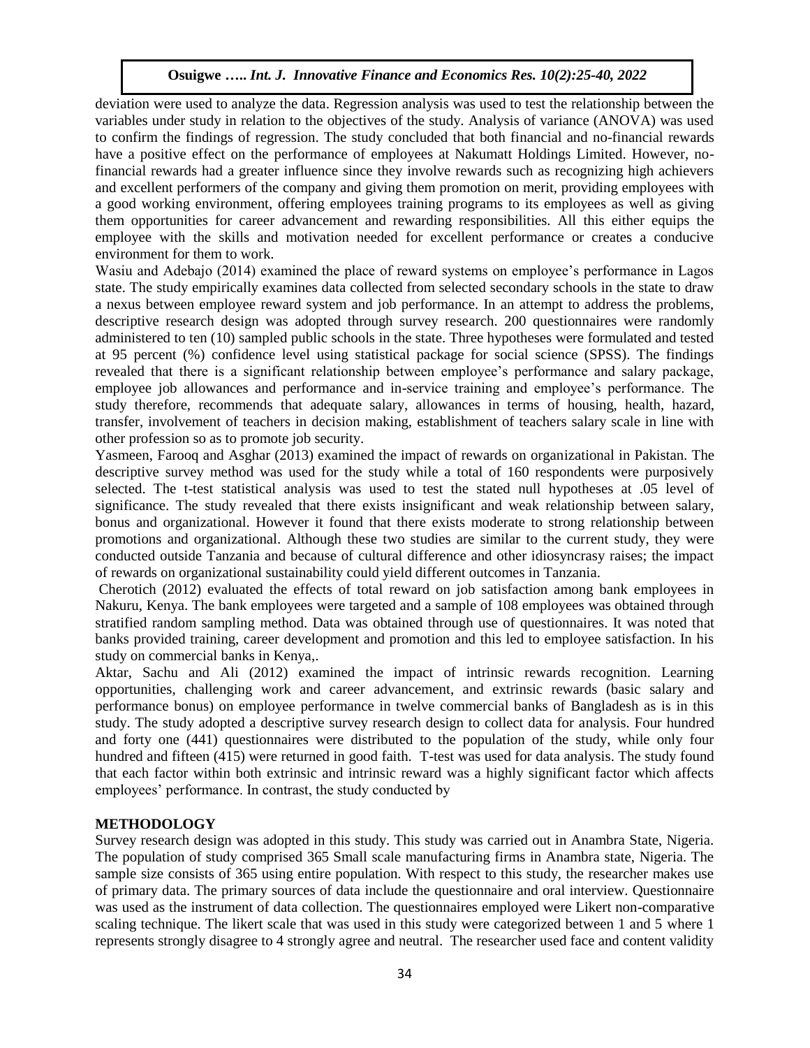deviation were used to analyze the data. Regression analysis was used to test the relationship between the variables under study in relation to the objectives of the study. Analysis of variance (ANOVA) was used to confirm the findings of regression. The study concluded that both financial and no-financial rewards have a positive effect on the performance of employees at Nakumatt Holdings Limited. However, no-financial rewards had a greater influence since they involve rewards such as recognizing high achievers and excellent performers of the company and giving them promotion on merit, providing employees with a good working environment, offering employees training programs to its employees as well as giving them opportunities for career advancement and rewarding responsibilities. All this either equips the employee with the skills and motivation needed for excellent performance or creates a conducive environment for them to work.

Wasiu and Adebajo (2014) examined the place of reward systems on employee's performance in Lagos state. The study empirically examines data collected from selected secondary schools in the state to draw a nexus between employee reward system and job performance. In an attempt to address the problems, descriptive research design was adopted through survey research. 200 questionnaires were randomly administered to ten (10) sampled public schools in the state. Three hypotheses were formulated and tested at 95 percent (%) confidence level using statistical package for social science (SPSS). The findings revealed that there is a significant relationship between employee's performance and salary package, employee job allowances and performance and in-service training and employee's performance. The study therefore, recommends that adequate salary, allowances in terms of housing, health, hazard, transfer, involvement of teachers in decision making, establishment of teachers salary scale in line with other profession so as to promote job security.

Yasmeen, Farooq and Asghar (2013) examined the impact of rewards on organizational in Pakistan. The descriptive survey method was used for the study while a total of 160 respondents were purposively selected. The t-test statistical analysis was used to test the stated null hypotheses at .05 level of significance. The study revealed that there exists insignificant and weak relationship between salary, bonus and organizational. However it found that there exists moderate to strong relationship between promotions and organizational. Although these two studies are similar to the current study, they were conducted outside Tanzania and because of cultural difference and other idiosyncrasy raises; the impact of rewards on organizational sustainability could yield different outcomes in Tanzania.

Cherotich (2012) evaluated the effects of total reward on job satisfaction among bank employees in Nakuru, Kenya. The bank employees were targeted and a sample of 108 employees was obtained through stratified random sampling method. Data was obtained through use of questionnaires. It was noted that banks provided training, career development and promotion and this led to employee satisfaction. In his study on commercial banks in Kenya,.

Aktar, Sachu and Ali (2012) examined the impact of intrinsic rewards recognition. Learning opportunities, challenging work and career advancement, and extrinsic rewards (basic salary and performance bonus) on employee performance in twelve commercial banks of Bangladesh as is in this study. The study adopted a descriptive survey research design to collect data for analysis. Four hundred and forty one (441) questionnaires were distributed to the population of the study, while only four hundred and fifteen (415) were returned in good faith. T-test was used for data analysis. The study found that each factor within both extrinsic and intrinsic reward was a highly significant factor which affects employees' performance. In contrast, the study conducted by

## METHODOLOGY

Survey research design was adopted in this study. This study was carried out in Anambra State, Nigeria. The population of study comprised 365 Small scale manufacturing firms in Anambra state, Nigeria. The sample size consists of 365 using entire population. With respect to this study, the researcher makes use of primary data. The primary sources of data include the questionnaire and oral interview. Questionnaire was used as the instrument of data collection. The questionnaires employed were Likert non-comparative scaling technique. The likert scale that was used in this study were categorized between 1 and 5 where 1 represents strongly disagree to 4 strongly agree and neutral. The researcher used face and content validity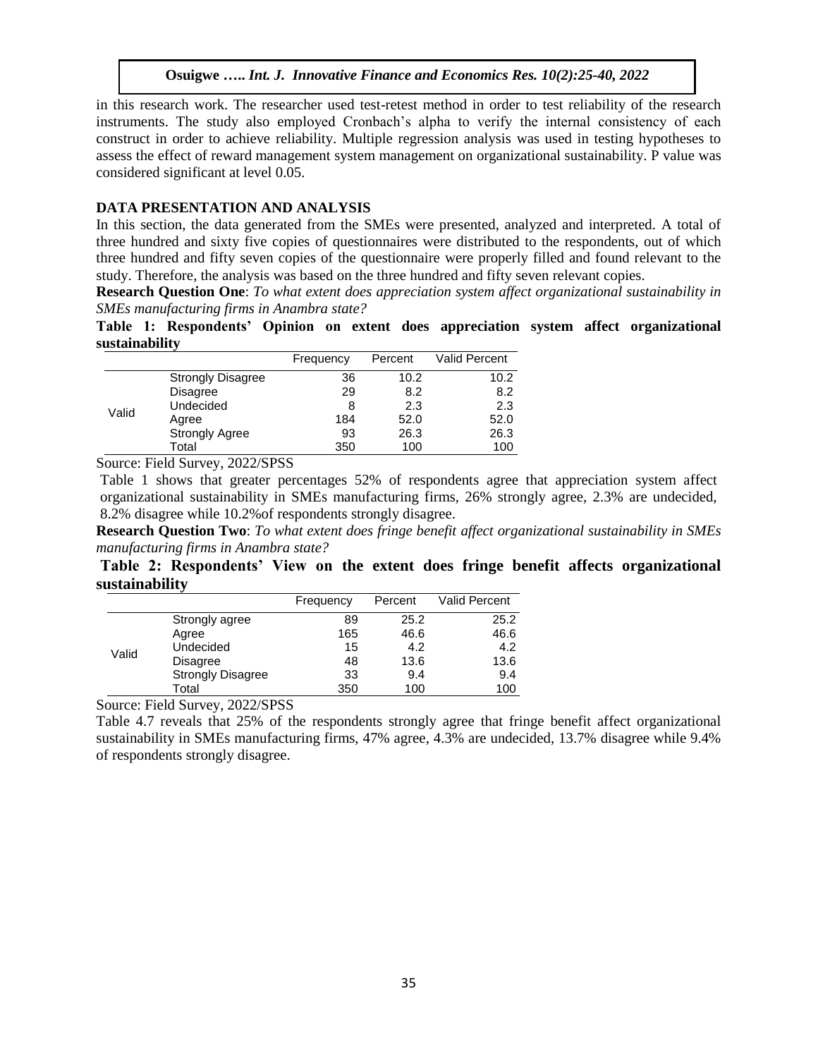in this research work. The researcher used test-retest method in order to test reliability of the research instruments. The study also employed Cronbach's alpha to verify the internal consistency of each construct in order to achieve reliability. Multiple regression analysis was used in testing hypotheses to assess the effect of reward management system management on organizational sustainability. P value was considered significant at level 0.05.

## DATA PRESENTATION AND ANALYSIS

In this section, the data generated from the SMEs were presented, analyzed and interpreted. A total of three hundred and sixty five copies of questionnaires were distributed to the respondents, out of which three hundred and fifty seven copies of the questionnaire were properly filled and found relevant to the study. Therefore, the analysis was based on the three hundred and fifty seven relevant copies.

**Research Question One**: *To what extent does appreciation system affect organizational sustainability in SMEs manufacturing firms in Anambra state?*

**Table 1: Respondents' Opinion on extent does appreciation system affect organizational sustainability**

| | | Frequency | Percent | Valid Percent |
|---|---|---|---|---|
| Valid | Strongly Disagree | 36 | 10.2 | 10.2 |
| | Disagree | 29 | 8.2 | 8.2 |
| | Undecided | 8 | 2.3 | 2.3 |
| | Agree | 184 | 52.0 | 52.0 |
| | Strongly Agree | 93 | 26.3 | 26.3 |
| | Total | 350 | 100 | 100 |

Source: Field Survey, 2022/SPSS

Table 1 shows that greater percentages 52% of respondents agree that appreciation system affect organizational sustainability in SMEs manufacturing firms, 26% strongly agree, 2.3% are undecided, 8.2% disagree while 10.2%of respondents strongly disagree.

**Research Question Two**: *To what extent does fringe benefit affect organizational sustainability in SMEs manufacturing firms in Anambra state?*

**Table 2: Respondents' View on the extent does fringe benefit affects organizational sustainability**

| | | Frequency | Percent | Valid Percent |
|---|---|---|---|---|
| Valid | Strongly agree | 89 | 25.2 | 25.2 |
| | Agree | 165 | 46.6 | 46.6 |
| | Undecided | 15 | 4.2 | 4.2 |
| | Disagree | 48 | 13.6 | 13.6 |
| | Strongly Disagree | 33 | 9.4 | 9.4 |
| | Total | 350 | 100 | 100 |

Source: Field Survey, 2022/SPSS

Table 4.7 reveals that 25% of the respondents strongly agree that fringe benefit affect organizational sustainability in SMEs manufacturing firms, 47% agree, 4.3% are undecided, 13.7% disagree while 9.4% of respondents strongly disagree.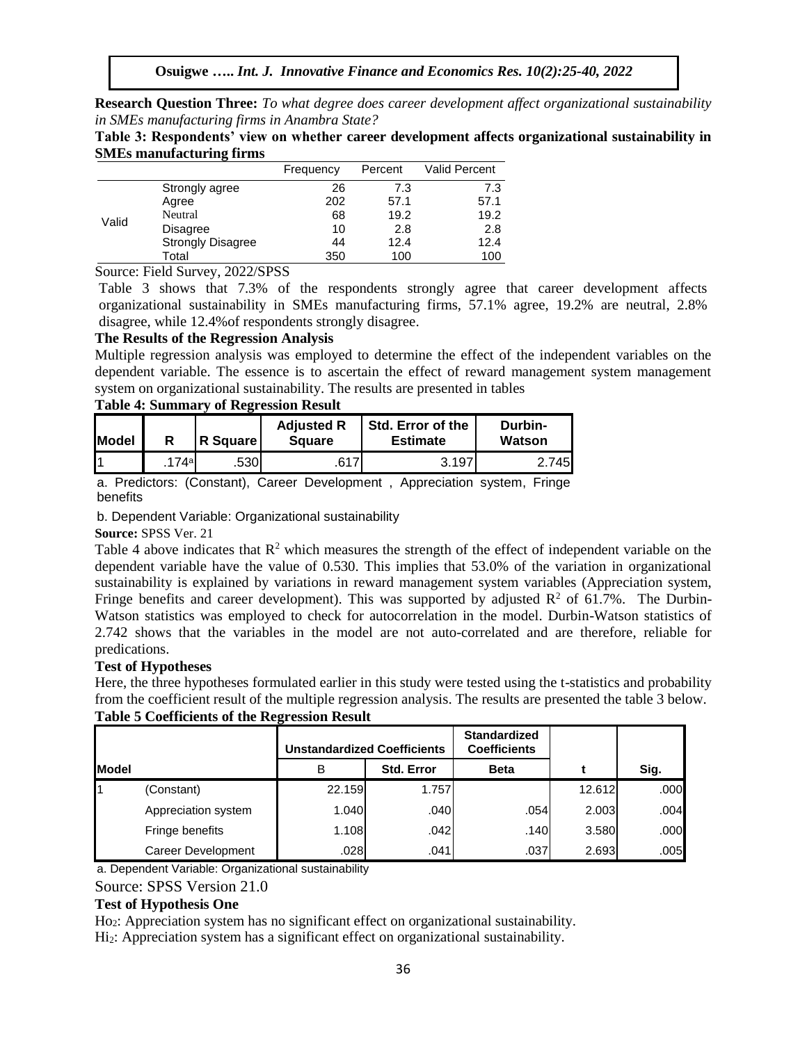**Research Question Three:** *To what degree does career development affect organizational sustainability in SMEs manufacturing firms in Anambra State?*

**Table 3: Respondents' view on whether career development affects organizational sustainability in SMEs manufacturing firms**

| | | Frequency | Percent | Valid Percent |
|---|---|---|---|---|
| Valid | Strongly agree | 26 | 7.3 | 7.3 |
| | Agree | 202 | 57.1 | 57.1 |
| | Neutral | 68 | 19.2 | 19.2 |
| | Disagree | 10 | 2.8 | 2.8 |
| | Strongly Disagree | 44 | 12.4 | 12.4 |
| | Total | 350 | 100 | 100 |

Source: Field Survey, 2022/SPSS

Table 3 shows that 7.3% of the respondents strongly agree that career development affects organizational sustainability in SMEs manufacturing firms, 57.1% agree, 19.2% are neutral, 2.8% disagree, while 12.4%of respondents strongly disagree.

**The Results of the Regression Analysis**

Multiple regression analysis was employed to determine the effect of the independent variables on the dependent variable. The essence is to ascertain the effect of reward management system management system on organizational sustainability. The results are presented in tables

**Table 4: Summary of Regression Result**

| Model | R | R Square | Adjusted R Square | Std. Error of the Estimate | Durbin-Watson |
|---|---|---|---|---|---|
| 1 | .174a | .530 | .617 | 3.197 | 2.745 |

a. Predictors: (Constant), Career Development , Appreciation system, Fringe benefits

b. Dependent Variable: Organizational sustainability

**Source:** SPSS Ver. 21

Table 4 above indicates that $R^2$ which measures the strength of the effect of independent variable on the dependent variable have the value of 0.530. This implies that 53.0% of the variation in organizational sustainability is explained by variations in reward management system variables (Appreciation system, Fringe benefits and career development). This was supported by adjusted $R^2$ of 61.7%. The Durbin-Watson statistics was employed to check for autocorrelation in the model. Durbin-Watson statistics of 2.742 shows that the variables in the model are not auto-correlated and are therefore, reliable for predications.

**Test of Hypotheses**

Here, the three hypotheses formulated earlier in this study were tested using the t-statistics and probability from the coefficient result of the multiple regression analysis. The results are presented the table 3 below.

**Table 5 Coefficients of the Regression Result**

| Model | | Unstandardized Coefficients | | Standardized Coefficients | | |
|---|---|---|---|---|---|---|
| | | B | Std. Error | Beta | t | Sig. |
| 1 | (Constant) | 22.159 | 1.757 | | 12.612 | .000 |
| | Appreciation system | 1.040 | .040 | .054 | 2.003 | .004 |
| | Fringe benefits | 1.108 | .042 | .140 | 3.580 | .000 |
| | Career Development | .028 | .041 | .037 | 2.693 | .005 |

a. Dependent Variable: Organizational sustainability

Source: SPSS Version 21.0

**Test of Hypothesis One**

$Ho_2$: Appreciation system has no significant effect on organizational sustainability.

$Hi_2$: Appreciation system has a significant effect on organizational sustainability.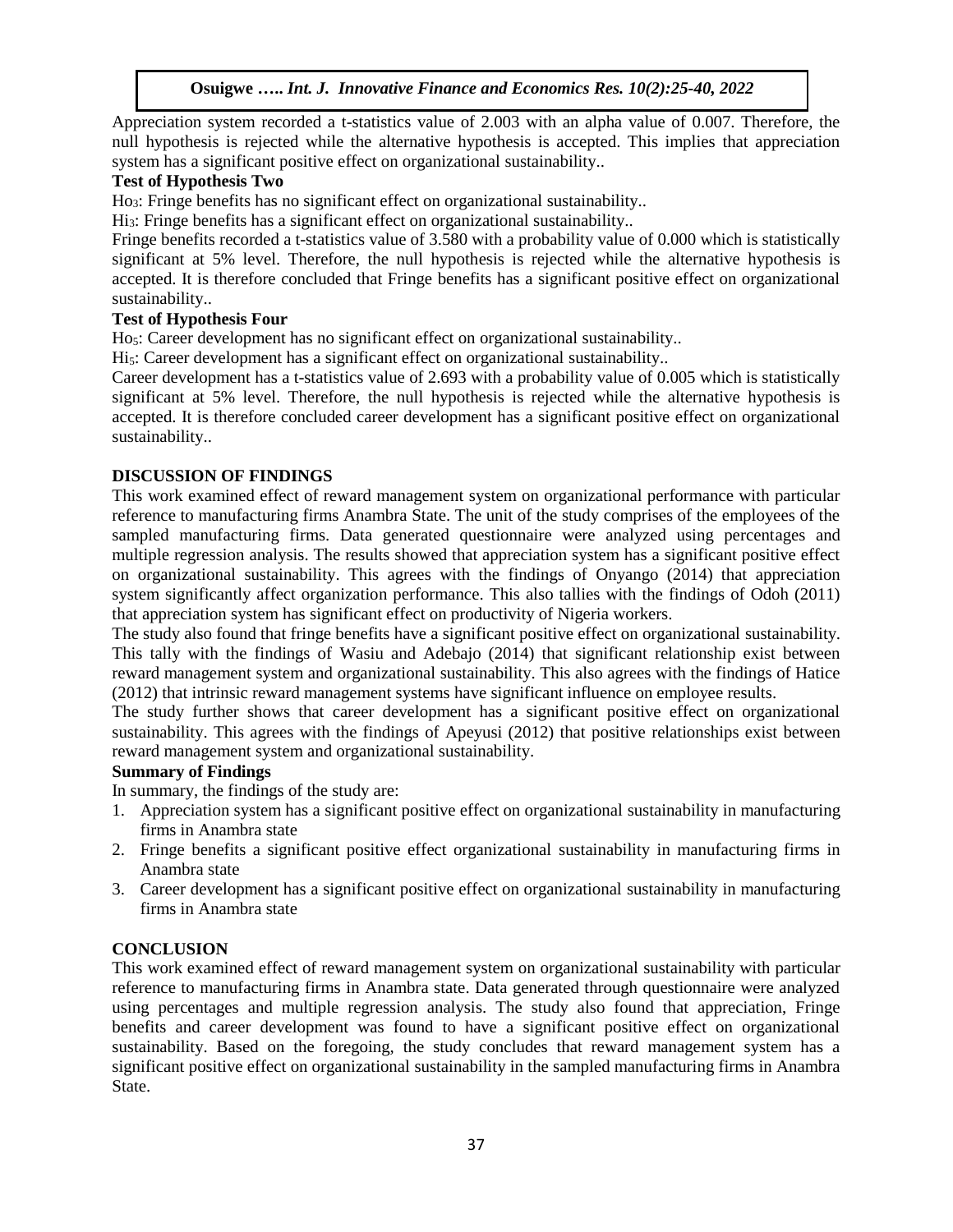Appreciation system recorded a t-statistics value of 2.003 with an alpha value of 0.007. Therefore, the null hypothesis is rejected while the alternative hypothesis is accepted. This implies that appreciation system has a significant positive effect on organizational sustainability..

**Test of Hypothesis Two**

$Ho_3$: Fringe benefits has no significant effect on organizational sustainability..

$Hi_3$: Fringe benefits has a significant effect on organizational sustainability..

Fringe benefits recorded a t-statistics value of 3.580 with a probability value of 0.000 which is statistically significant at 5% level. Therefore, the null hypothesis is rejected while the alternative hypothesis is accepted. It is therefore concluded that Fringe benefits has a significant positive effect on organizational sustainability..

**Test of Hypothesis Four**

$Ho_5$: Career development has no significant effect on organizational sustainability..

$Hi_5$: Career development has a significant effect on organizational sustainability..

Career development has a t-statistics value of 2.693 with a probability value of 0.005 which is statistically significant at 5% level. Therefore, the null hypothesis is rejected while the alternative hypothesis is accepted. It is therefore concluded career development has a significant positive effect on organizational sustainability..

## DISCUSSION OF FINDINGS

This work examined effect of reward management system on organizational performance with particular reference to manufacturing firms Anambra State. The unit of the study comprises of the employees of the sampled manufacturing firms. Data generated questionnaire were analyzed using percentages and multiple regression analysis. The results showed that appreciation system has a significant positive effect on organizational sustainability. This agrees with the findings of Onyango (2014) that appreciation system significantly affect organization performance. This also tallies with the findings of Odoh (2011) that appreciation system has significant effect on productivity of Nigeria workers.

The study also found that fringe benefits have a significant positive effect on organizational sustainability. This tally with the findings of Wasiu and Adebajo (2014) that significant relationship exist between reward management system and organizational sustainability. This also agrees with the findings of Hatice (2012) that intrinsic reward management systems have significant influence on employee results.

The study further shows that career development has a significant positive effect on organizational sustainability. This agrees with the findings of Apeyusi (2012) that positive relationships exist between reward management system and organizational sustainability.

**Summary of Findings**

In summary, the findings of the study are:

1. Appreciation system has a significant positive effect on organizational sustainability in manufacturing firms in Anambra state
2. Fringe benefits a significant positive effect organizational sustainability in manufacturing firms in Anambra state
3. Career development has a significant positive effect on organizational sustainability in manufacturing firms in Anambra state

## CONCLUSION

This work examined effect of reward management system on organizational sustainability with particular reference to manufacturing firms in Anambra state. Data generated through questionnaire were analyzed using percentages and multiple regression analysis. The study also found that appreciation, Fringe benefits and career development was found to have a significant positive effect on organizational sustainability. Based on the foregoing, the study concludes that reward management system has a significant positive effect on organizational sustainability in the sampled manufacturing firms in Anambra State.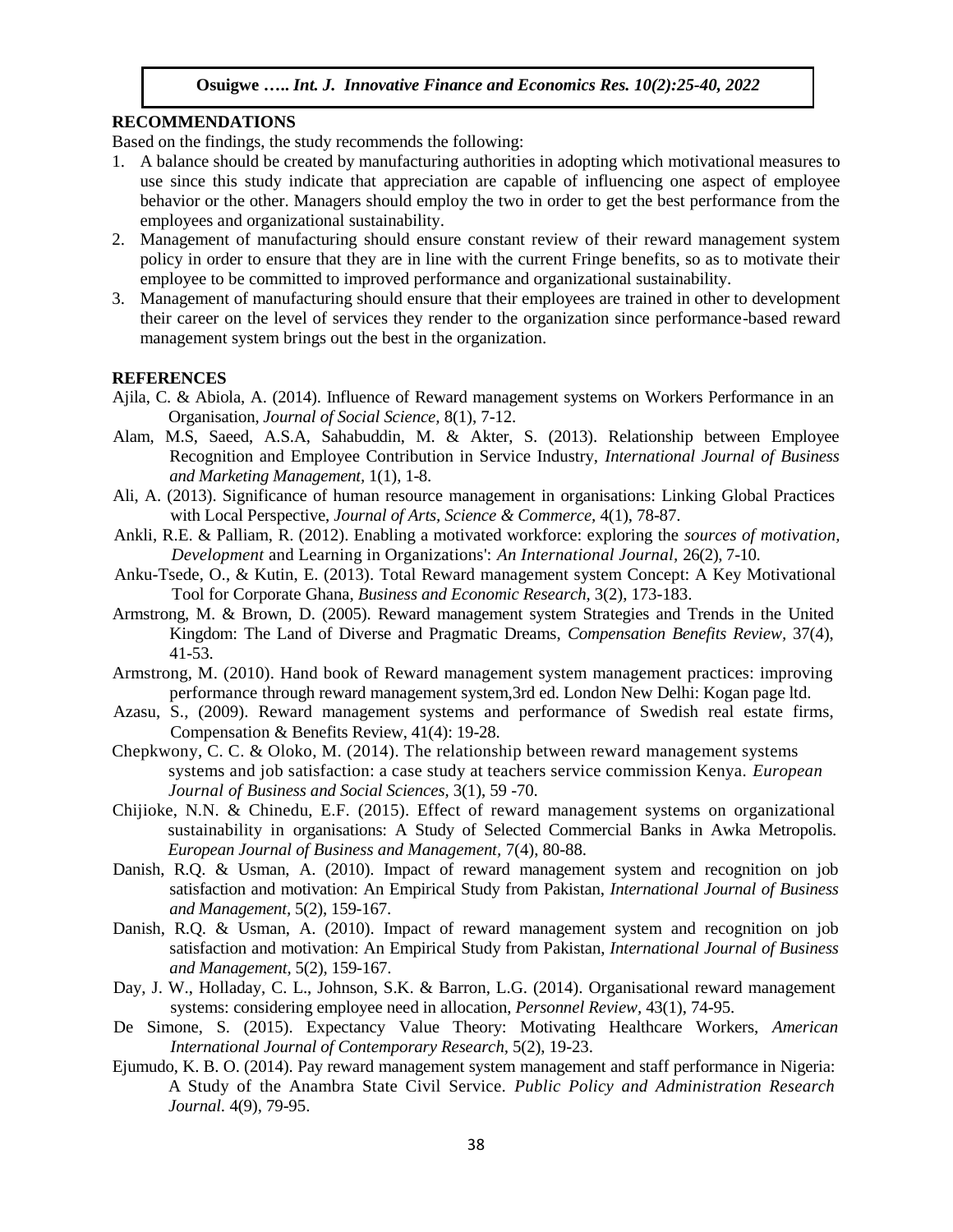## RECOMMENDATIONS

Based on the findings, the study recommends the following:

1. A balance should be created by manufacturing authorities in adopting which motivational measures to use since this study indicate that appreciation are capable of influencing one aspect of employee behavior or the other. Managers should employ the two in order to get the best performance from the employees and organizational sustainability.
2. Management of manufacturing should ensure constant review of their reward management system policy in order to ensure that they are in line with the current Fringe benefits, so as to motivate their employee to be committed to improved performance and organizational sustainability.
3. Management of manufacturing should ensure that their employees are trained in other to development their career on the level of services they render to the organization since performance-based reward management system brings out the best in the organization.

## REFERENCES

Ajila, C. & Abiola, A. (2014). Influence of Reward management systems on Workers Performance in an Organisation, *Journal of Social Science,* 8(1), 7-12.

Alam, M.S, Saeed, A.S.A, Sahabuddin, M. & Akter, S. (2013). Relationship between Employee Recognition and Employee Contribution in Service Industry, *International Journal of Business and Marketing Management,* 1(1), 1-8.

Ali, A. (2013). Significance of human resource management in organisations: Linking Global Practices with Local Perspective, *Journal of Arts, Science & Commerce,* 4(1), 78-87.

Ankli, R.E. & Palliam, R. (2012). Enabling a motivated workforce: exploring the *sources of motivation, Development* and Learning in Organizations': *An International Journal,* 26(2), 7-10.

Anku-Tsede, O., & Kutin, E. (2013). Total Reward management system Concept: A Key Motivational Tool for Corporate Ghana, *Business and Economic Research,* 3(2), 173-183.

Armstrong, M. & Brown, D. (2005). Reward management system Strategies and Trends in the United Kingdom: The Land of Diverse and Pragmatic Dreams, *Compensation Benefits Review,* 37(4), 41-53.

Armstrong, M. (2010). Hand book of Reward management system management practices: improving performance through reward management system,3rd ed. London New Delhi: Kogan page ltd.

Azasu, S., (2009). Reward management systems and performance of Swedish real estate firms, Compensation & Benefits Review, 41(4): 19-28.

Chepkwony, C. C. & Oloko, M. (2014). The relationship between reward management systems systems and job satisfaction: a case study at teachers service commission Kenya. *European Journal of Business and Social Sciences,* 3(1), 59 -70.

Chijioke, N.N. & Chinedu, E.F. (2015). Effect of reward management systems on organizational sustainability in organisations: A Study of Selected Commercial Banks in Awka Metropolis. *European Journal of Business and Management,* 7(4), 80-88.

Danish, R.Q. & Usman, A. (2010). Impact of reward management system and recognition on job satisfaction and motivation: An Empirical Study from Pakistan, *International Journal of Business and Management,* 5(2), 159-167.

Danish, R.Q. & Usman, A. (2010). Impact of reward management system and recognition on job satisfaction and motivation: An Empirical Study from Pakistan, *International Journal of Business and Management,* 5(2), 159-167.

Day, J. W., Holladay, C. L., Johnson, S.K. & Barron, L.G. (2014). Organisational reward management systems: considering employee need in allocation, *Personnel Review,* 43(1), 74-95.

De Simone, S. (2015). Expectancy Value Theory: Motivating Healthcare Workers, *American International Journal of Contemporary Research,* 5(2), 19-23.

Ejumudo, K. B. O. (2014). Pay reward management system management and staff performance in Nigeria: A Study of the Anambra State Civil Service. *Public Policy and Administration Research Journal.* 4(9), 79-95.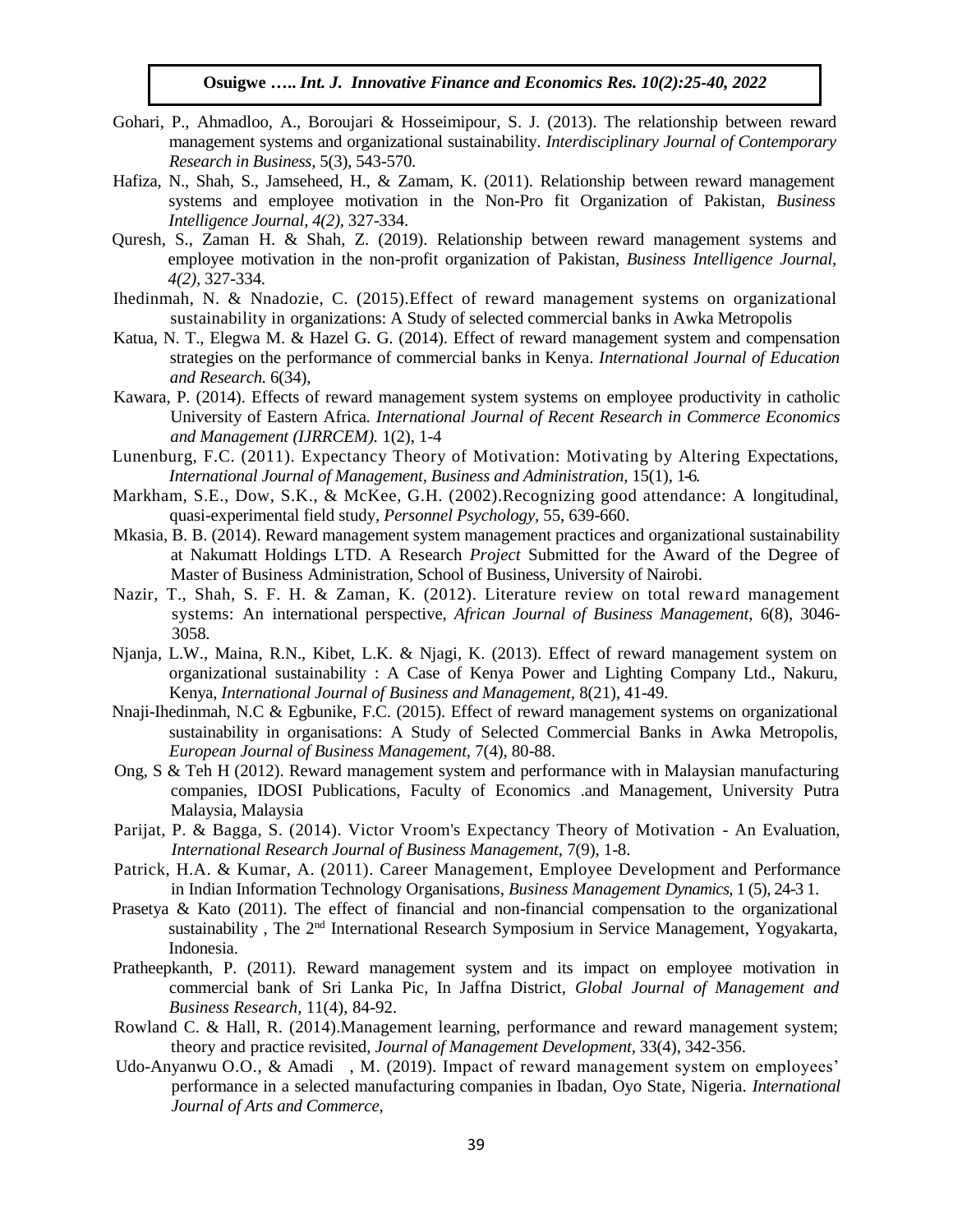Gohari, P., Ahmadloo, A., Boroujari & Hosseimipour, S. J. (2013). The relationship between reward management systems and organizational sustainability. *Interdisciplinary Journal of Contemporary Research in Business,* 5(3), 543-570.

Hafiza, N., Shah, S., Jamseheed, H., & Zamam, K. (2011). Relationship between reward management systems and employee motivation in the Non-Pro fit Organization of Pakistan, *Business Intelligence Journal, 4(2),* 327-334.

Quresh, S., Zaman H. & Shah, Z. (2019). Relationship between reward management systems and employee motivation in the non-profit organization of Pakistan, *Business Intelligence Journal, 4(2),* 327-334.

Ihedinmah, N. & Nnadozie, C. (2015).Effect of reward management systems on organizational sustainability in organizations: A Study of selected commercial banks in Awka Metropolis

Katua, N. T., Elegwa M. & Hazel G. G. (2014). Effect of reward management system and compensation strategies on the performance of commercial banks in Kenya. *International Journal of Education and Research.* 6(34),

Kawara, P. (2014). Effects of reward management system systems on employee productivity in catholic University of Eastern Africa. *International Journal of Recent Research in Commerce Economics and Management (IJRRCEM).* 1(2), 1-4

Lunenburg, F.C. (2011). Expectancy Theory of Motivation: Motivating by Altering Expectations, *International Journal of Management, Business and Administration,* 15(1), 1-6.

Markham, S.E., Dow, S.K., & McKee, G.H. (2002).Recognizing good attendance: A longitudinal, quasi-experimental field study, *Personnel Psychology,* 55, 639-660.

Mkasia, B. B. (2014). Reward management system management practices and organizational sustainability at Nakumatt Holdings LTD. A Research *Project* Submitted for the Award of the Degree of Master of Business Administration, School of Business, University of Nairobi.

Nazir, T., Shah, S. F. H. & Zaman, K. (2012). Literature review on total reward management systems: An international perspective, *African Journal of Business Management,* 6(8), 3046-3058.

Njanja, L.W., Maina, R.N., Kibet, L.K. & Njagi, K. (2013). Effect of reward management system on organizational sustainability : A Case of Kenya Power and Lighting Company Ltd., Nakuru, Kenya, *International Journal of Business and Management,* 8(21), 41-49.

Nnaji-Ihedinmah, N.C & Egbunike, F.C. (2015). Effect of reward management systems on organizational sustainability in organisations: A Study of Selected Commercial Banks in Awka Metropolis, *European Journal of Business Management,* 7(4), 80-88.

Ong, S & Teh H (2012). Reward management system and performance with in Malaysian manufacturing companies, IDOSI Publications, Faculty of Economics .and Management, University Putra Malaysia, Malaysia

Parijat, P. & Bagga, S. (2014). Victor Vroom's Expectancy Theory of Motivation - An Evaluation, *International Research Journal of Business Management,* 7(9), 1-8.

Patrick, H.A. & Kumar, A. (2011). Career Management, Employee Development and Performance in Indian Information Technology Organisations, *Business Management Dynamics,* 1 (5), 24-3 1.

Prasetya & Kato (2011). The effect of financial and non-financial compensation to the organizational sustainability , The 2nd International Research Symposium in Service Management, Yogyakarta, Indonesia.

Pratheepkanth, P. (2011). Reward management system and its impact on employee motivation in commercial bank of Sri Lanka Pic, In Jaffna District, *Global Journal of Management and Business Research,* 11(4), 84-92.

Rowland C. & Hall, R. (2014).Management learning, performance and reward management system; theory and practice revisited, *Journal of Management Development,* 33(4), 342-356.

Udo-Anyanwu O.O., & Amadi , M. (2019). Impact of reward management system on employees' performance in a selected manufacturing companies in Ibadan, Oyo State, Nigeria. *International Journal of Arts and Commerce,*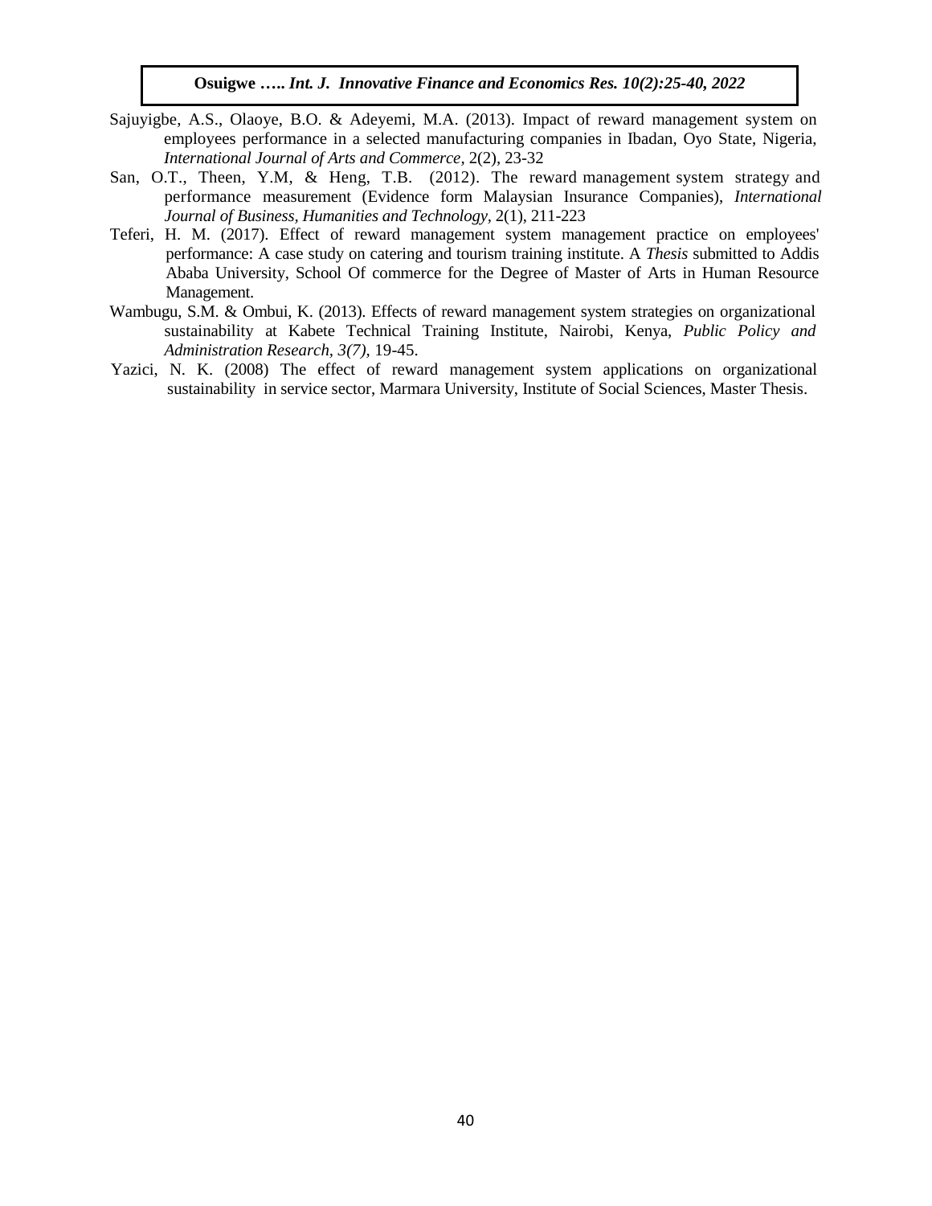Sajuyigbe, A.S., Olaoye, B.O. & Adeyemi, M.A. (2013). Impact of reward management system on employees performance in a selected manufacturing companies in Ibadan, Oyo State, Nigeria, *International Journal of Arts and Commerce*, 2(2), 23-32

San, O.T., Theen, Y.M, & Heng, T.B. (2012). The reward management system strategy and performance measurement (Evidence form Malaysian Insurance Companies), *International Journal of Business, Humanities and Technology*, 2(1), 211-223

Teferi, H. M. (2017). Effect of reward management system management practice on employees' performance: A case study on catering and tourism training institute. A *Thesis* submitted to Addis Ababa University, School Of commerce for the Degree of Master of Arts in Human Resource Management.

Wambugu, S.M. & Ombui, K. (2013). Effects of reward management system strategies on organizational sustainability at Kabete Technical Training Institute, Nairobi, Kenya, *Public Policy and Administration Research, 3(7)*, 19-45.

Yazici, N. K. (2008) The effect of reward management system applications on organizational sustainability in service sector, Marmara University, Institute of Social Sciences, Master Thesis.